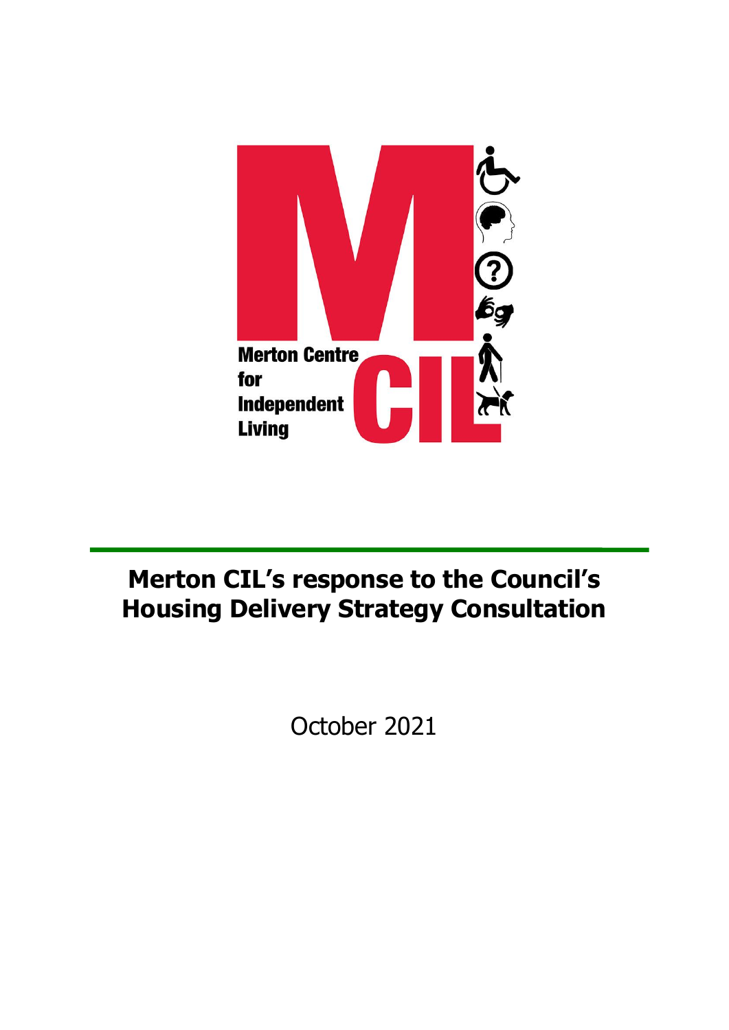Merton Centre for Independent Living

# Merton CIL's response to the Council's Housing Delivery Strategy Consultation

October 2021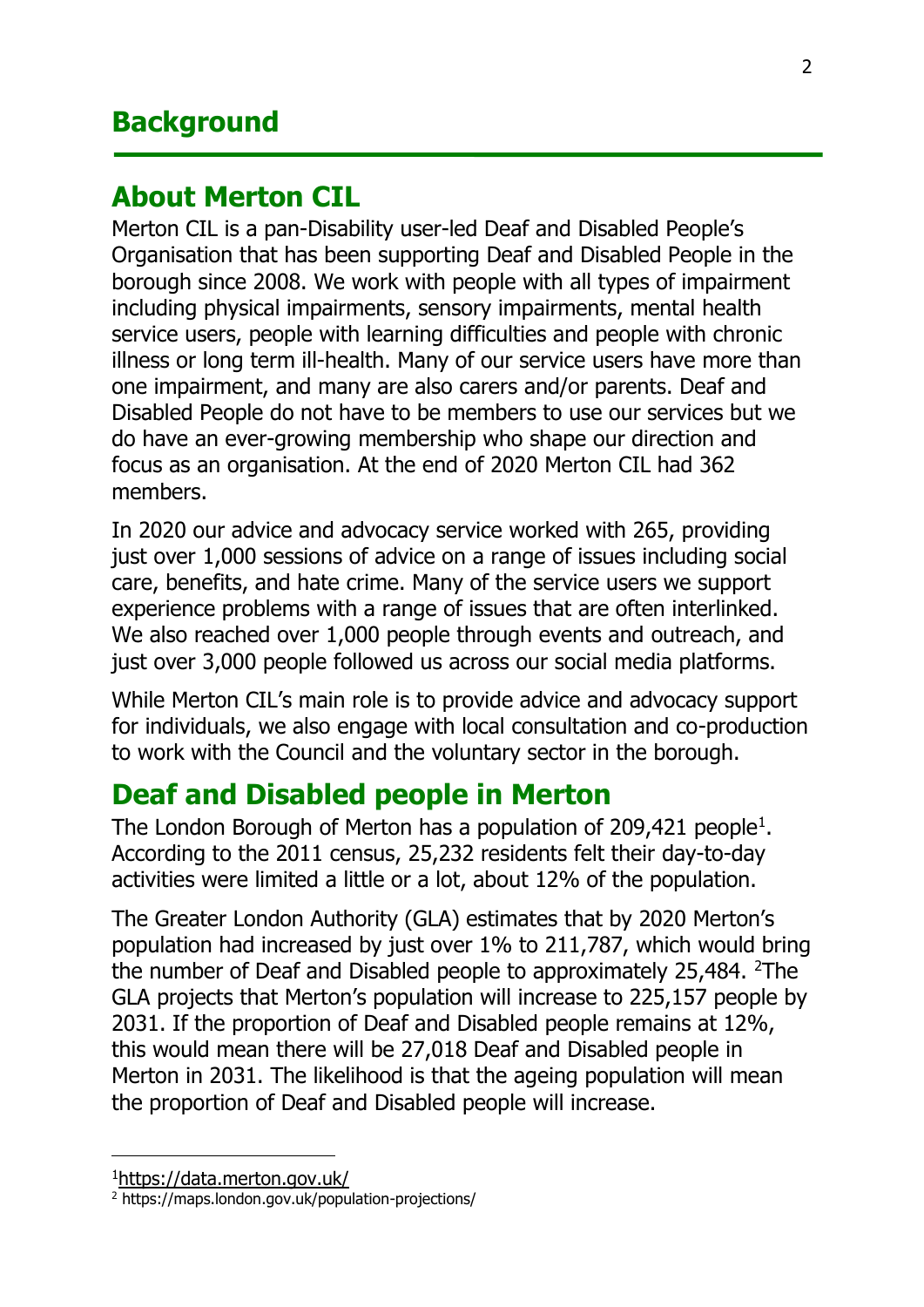# Background

## About Merton CIL

Merton CIL is a pan-Disability user-led Deaf and Disabled People's Organisation that has been supporting Deaf and Disabled People in the borough since 2008. We work with people with all types of impairment including physical impairments, sensory impairments, mental health service users, people with learning difficulties and people with chronic illness or long term ill-health. Many of our service users have more than one impairment, and many are also carers and/or parents. Deaf and Disabled People do not have to be members to use our services but we do have an ever-growing membership who shape our direction and focus as an organisation. At the end of 2020 Merton CIL had 362 members.

In 2020 our advice and advocacy service worked with 265, providing just over 1,000 sessions of advice on a range of issues including social care, benefits, and hate crime. Many of the service users we support experience problems with a range of issues that are often interlinked. We also reached over 1,000 people through events and outreach, and just over 3,000 people followed us across our social media platforms.

While Merton CIL's main role is to provide advice and advocacy support for individuals, we also engage with local consultation and co-production to work with the Council and the voluntary sector in the borough.

## Deaf and Disabled people in Merton

The London Borough of Merton has a population of 209,421 people[1]. According to the 2011 census, 25,232 residents felt their day-to-day activities were limited a little or a lot, about 12% of the population.

The Greater London Authority (GLA) estimates that by 2020 Merton's population had increased by just over 1% to 211,787, which would bring the number of Deaf and Disabled people to approximately 25,484. [2]The GLA projects that Merton's population will increase to 225,157 people by 2031. If the proportion of Deaf and Disabled people remains at 12%, this would mean there will be 27,018 Deaf and Disabled people in Merton in 2031. The likelihood is that the ageing population will mean the proportion of Deaf and Disabled people will increase.

---

[1] https://data.merton.gov.uk/

[2] https://maps.london.gov.uk/population-projections/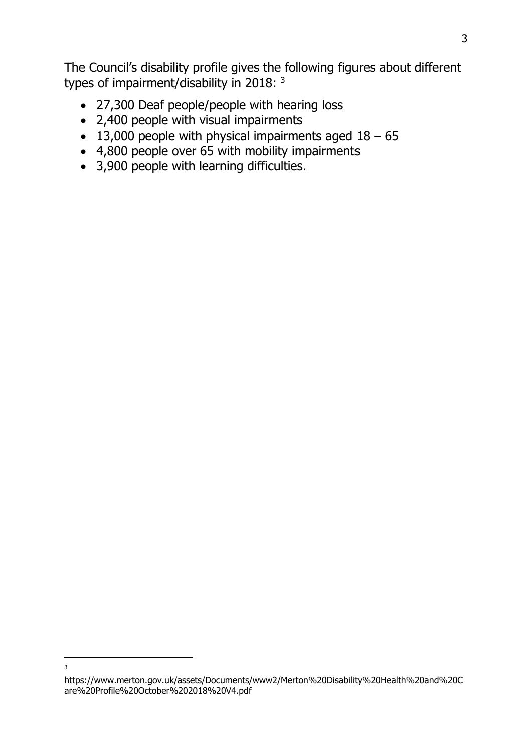The Council's disability profile gives the following figures about different types of impairment/disability in 2018: [3]

- 27,300 Deaf people/people with hearing loss
- 2,400 people with visual impairments
- 13,000 people with physical impairments aged 18 – 65
- 4,800 people over 65 with mobility impairments
- 3,900 people with learning difficulties.

---

[3] https://www.merton.gov.uk/assets/Documents/www2/Merton%20Disability%20Health%20and%20Care%20Profile%20October%202018%20V4.pdf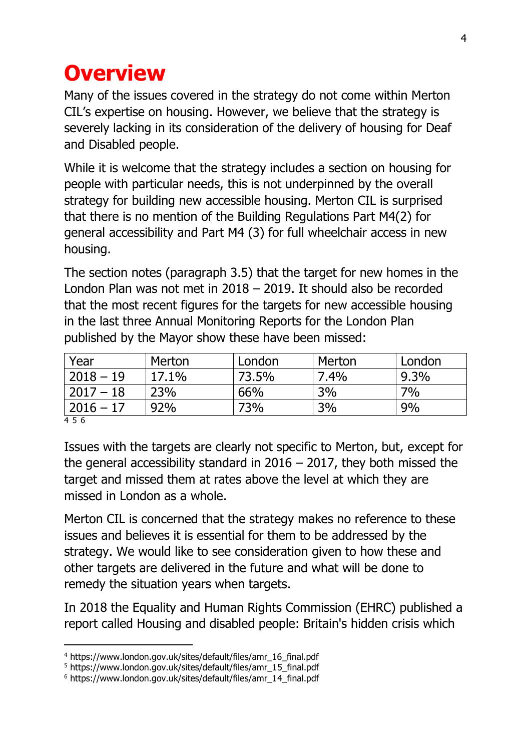# Overview

Many of the issues covered in the strategy do not come within Merton CIL's expertise on housing. However, we believe that the strategy is severely lacking in its consideration of the delivery of housing for Deaf and Disabled people.

While it is welcome that the strategy includes a section on housing for people with particular needs, this is not underpinned by the overall strategy for building new accessible housing. Merton CIL is surprised that there is no mention of the Building Regulations Part M4(2) for general accessibility and Part M4 (3) for full wheelchair access in new housing.

The section notes (paragraph 3.5) that the target for new homes in the London Plan was not met in 2018 – 2019. It should also be recorded that the most recent figures for the targets for new accessible housing in the last three Annual Monitoring Reports for the London Plan published by the Mayor show these have been missed:

| Year | Merton | London | Merton | London |
|---|---|---|---|---|
| 2018 – 19 | 17.1% | 73.5% | 7.4% | 9.3% |
| 2017 – 18 | 23% | 66% | 3% | 7% |
| 2016 – 17 | 92% | 73% | 3% | 9% |

[4] [5] [6]

Issues with the targets are clearly not specific to Merton, but, except for the general accessibility standard in 2016 – 2017, they both missed the target and missed them at rates above the level at which they are missed in London as a whole.

Merton CIL is concerned that the strategy makes no reference to these issues and believes it is essential for them to be addressed by the strategy. We would like to see consideration given to how these and other targets are delivered in the future and what will be done to remedy the situation years when targets.

In 2018 the Equality and Human Rights Commission (EHRC) published a report called Housing and disabled people: Britain's hidden crisis which

---

[4] https://www.london.gov.uk/sites/default/files/amr_16_final.pdf
[5] https://www.london.gov.uk/sites/default/files/amr_15_final.pdf
[6] https://www.london.gov.uk/sites/default/files/amr_14_final.pdf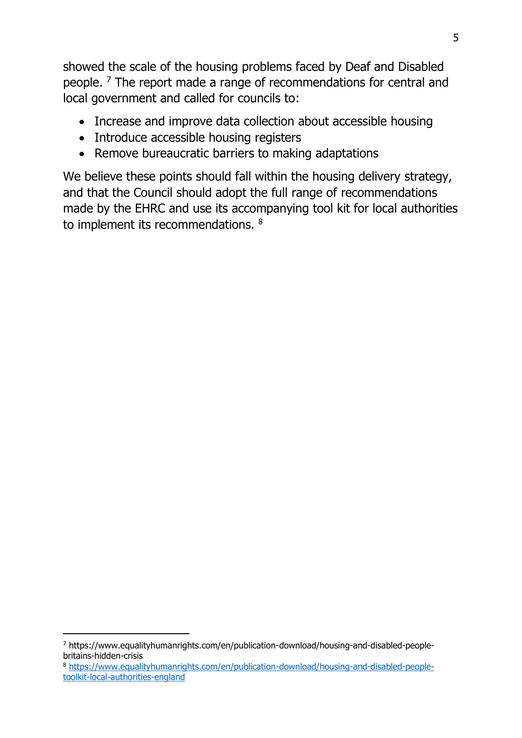showed the scale of the housing problems faced by Deaf and Disabled people. [7] The report made a range of recommendations for central and local government and called for councils to:

- Increase and improve data collection about accessible housing
- Introduce accessible housing registers
- Remove bureaucratic barriers to making adaptations

We believe these points should fall within the housing delivery strategy, and that the Council should adopt the full range of recommendations made by the EHRC and use its accompanying tool kit for local authorities to implement its recommendations. [8]

---

[7] https://www.equalityhumanrights.com/en/publication-download/housing-and-disabled-people-britains-hidden-crisis

[8] https://www.equalityhumanrights.com/en/publication-download/housing-and-disabled-people-toolkit-local-authorities-england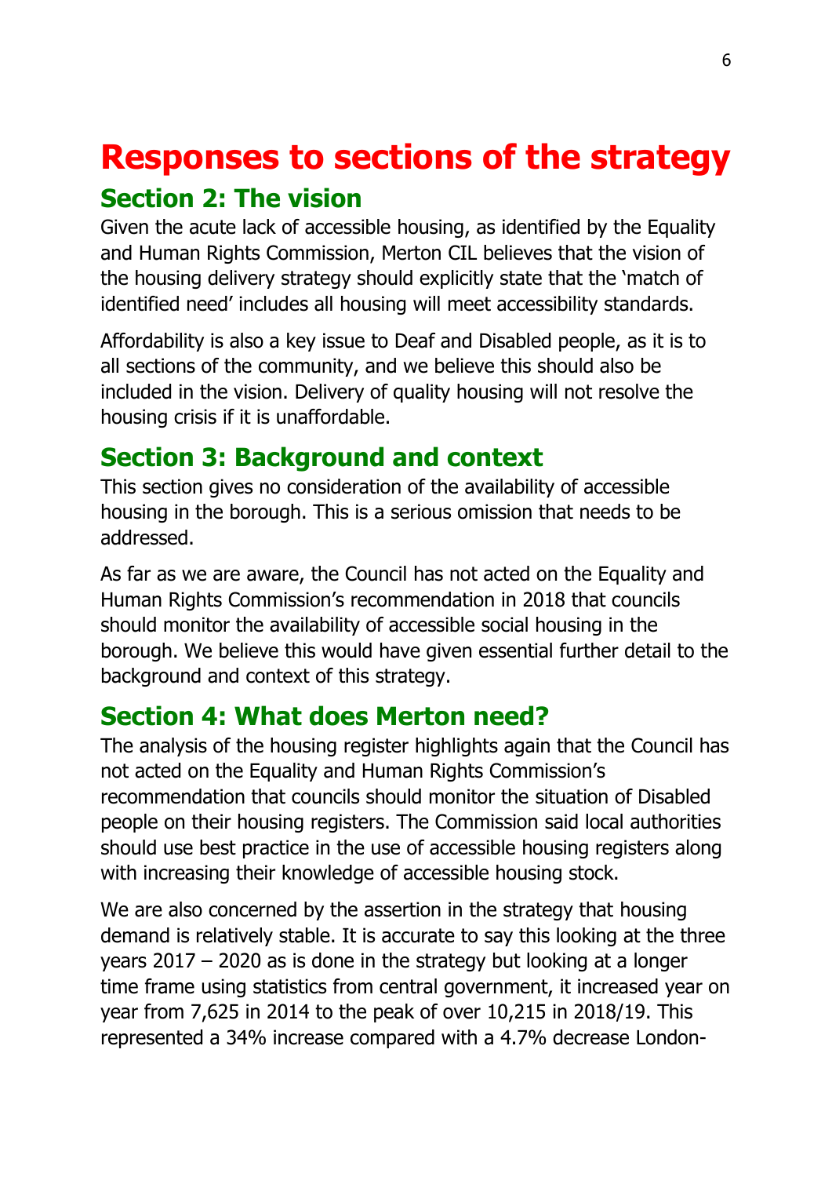# Responses to sections of the strategy

## Section 2: The vision

Given the acute lack of accessible housing, as identified by the Equality and Human Rights Commission, Merton CIL believes that the vision of the housing delivery strategy should explicitly state that the 'match of identified need' includes all housing will meet accessibility standards.

Affordability is also a key issue to Deaf and Disabled people, as it is to all sections of the community, and we believe this should also be included in the vision. Delivery of quality housing will not resolve the housing crisis if it is unaffordable.

## Section 3: Background and context

This section gives no consideration of the availability of accessible housing in the borough. This is a serious omission that needs to be addressed.

As far as we are aware, the Council has not acted on the Equality and Human Rights Commission's recommendation in 2018 that councils should monitor the availability of accessible social housing in the borough. We believe this would have given essential further detail to the background and context of this strategy.

## Section 4: What does Merton need?

The analysis of the housing register highlights again that the Council has not acted on the Equality and Human Rights Commission's recommendation that councils should monitor the situation of Disabled people on their housing registers. The Commission said local authorities should use best practice in the use of accessible housing registers along with increasing their knowledge of accessible housing stock.

We are also concerned by the assertion in the strategy that housing demand is relatively stable. It is accurate to say this looking at the three years 2017 – 2020 as is done in the strategy but looking at a longer time frame using statistics from central government, it increased year on year from 7,625 in 2014 to the peak of over 10,215 in 2018/19. This represented a 34% increase compared with a 4.7% decrease London-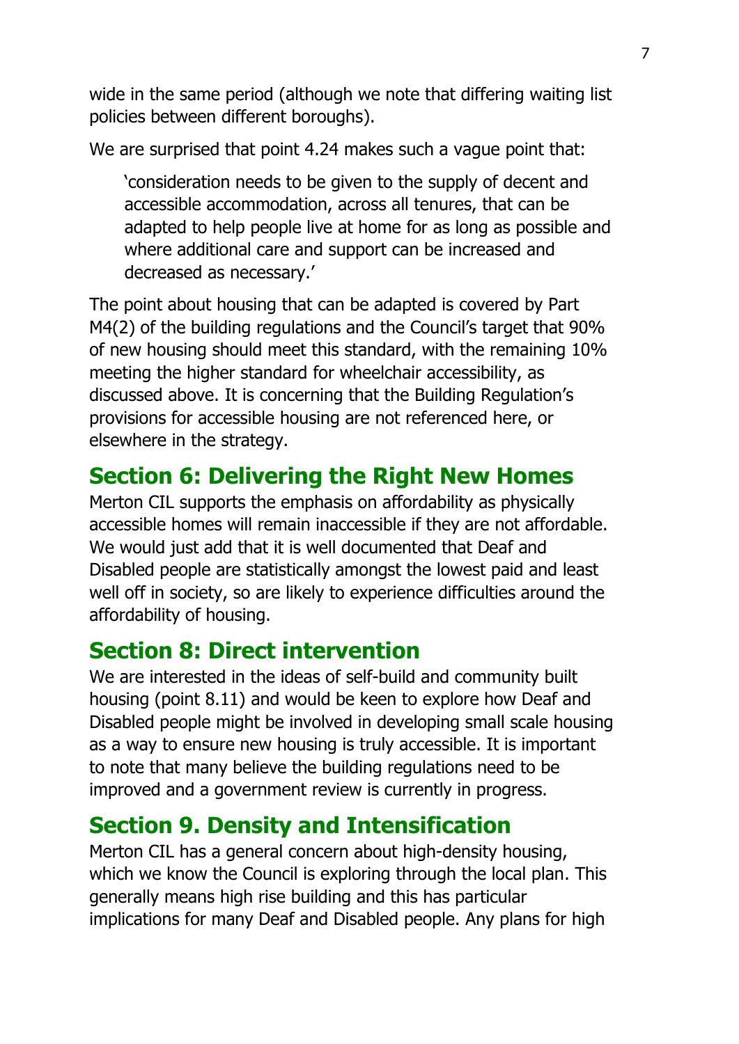wide in the same period (although we note that differing waiting list policies between different boroughs).

We are surprised that point 4.24 makes such a vague point that:

> 'consideration needs to be given to the supply of decent and accessible accommodation, across all tenures, that can be adapted to help people live at home for as long as possible and where additional care and support can be increased and decreased as necessary.'

The point about housing that can be adapted is covered by Part M4(2) of the building regulations and the Council's target that 90% of new housing should meet this standard, with the remaining 10% meeting the higher standard for wheelchair accessibility, as discussed above. It is concerning that the Building Regulation's provisions for accessible housing are not referenced here, or elsewhere in the strategy.

## Section 6: Delivering the Right New Homes

Merton CIL supports the emphasis on affordability as physically accessible homes will remain inaccessible if they are not affordable. We would just add that it is well documented that Deaf and Disabled people are statistically amongst the lowest paid and least well off in society, so are likely to experience difficulties around the affordability of housing.

## Section 8: Direct intervention

We are interested in the ideas of self-build and community built housing (point 8.11) and would be keen to explore how Deaf and Disabled people might be involved in developing small scale housing as a way to ensure new housing is truly accessible. It is important to note that many believe the building regulations need to be improved and a government review is currently in progress.

## Section 9. Density and Intensification

Merton CIL has a general concern about high-density housing, which we know the Council is exploring through the local plan. This generally means high rise building and this has particular implications for many Deaf and Disabled people. Any plans for high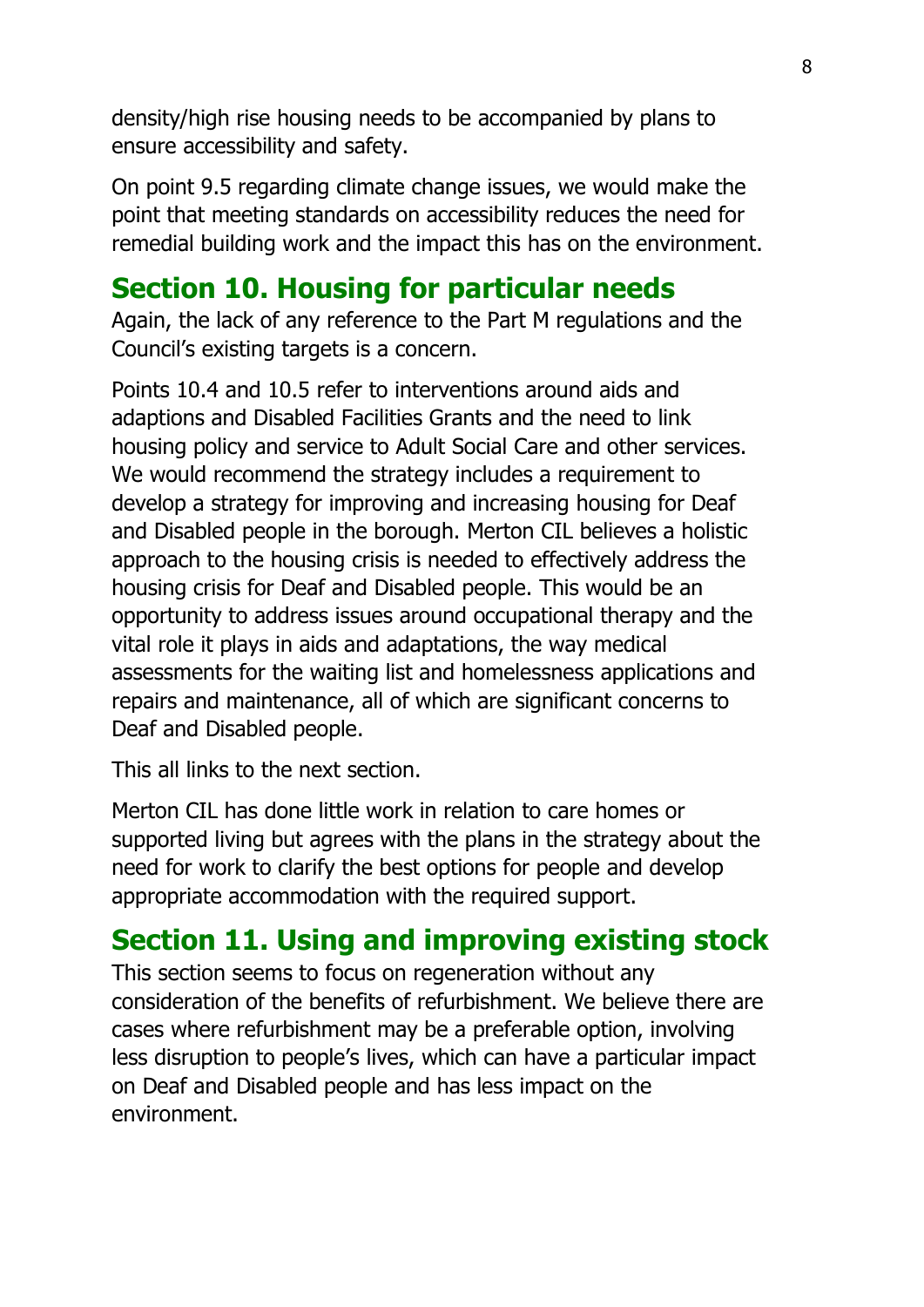density/high rise housing needs to be accompanied by plans to ensure accessibility and safety.

On point 9.5 regarding climate change issues, we would make the point that meeting standards on accessibility reduces the need for remedial building work and the impact this has on the environment.

## Section 10. Housing for particular needs

Again, the lack of any reference to the Part M regulations and the Council's existing targets is a concern.

Points 10.4 and 10.5 refer to interventions around aids and adaptions and Disabled Facilities Grants and the need to link housing policy and service to Adult Social Care and other services. We would recommend the strategy includes a requirement to develop a strategy for improving and increasing housing for Deaf and Disabled people in the borough. Merton CIL believes a holistic approach to the housing crisis is needed to effectively address the housing crisis for Deaf and Disabled people. This would be an opportunity to address issues around occupational therapy and the vital role it plays in aids and adaptations, the way medical assessments for the waiting list and homelessness applications and repairs and maintenance, all of which are significant concerns to Deaf and Disabled people.

This all links to the next section.

Merton CIL has done little work in relation to care homes or supported living but agrees with the plans in the strategy about the need for work to clarify the best options for people and develop appropriate accommodation with the required support.

## Section 11. Using and improving existing stock

This section seems to focus on regeneration without any consideration of the benefits of refurbishment. We believe there are cases where refurbishment may be a preferable option, involving less disruption to people's lives, which can have a particular impact on Deaf and Disabled people and has less impact on the environment.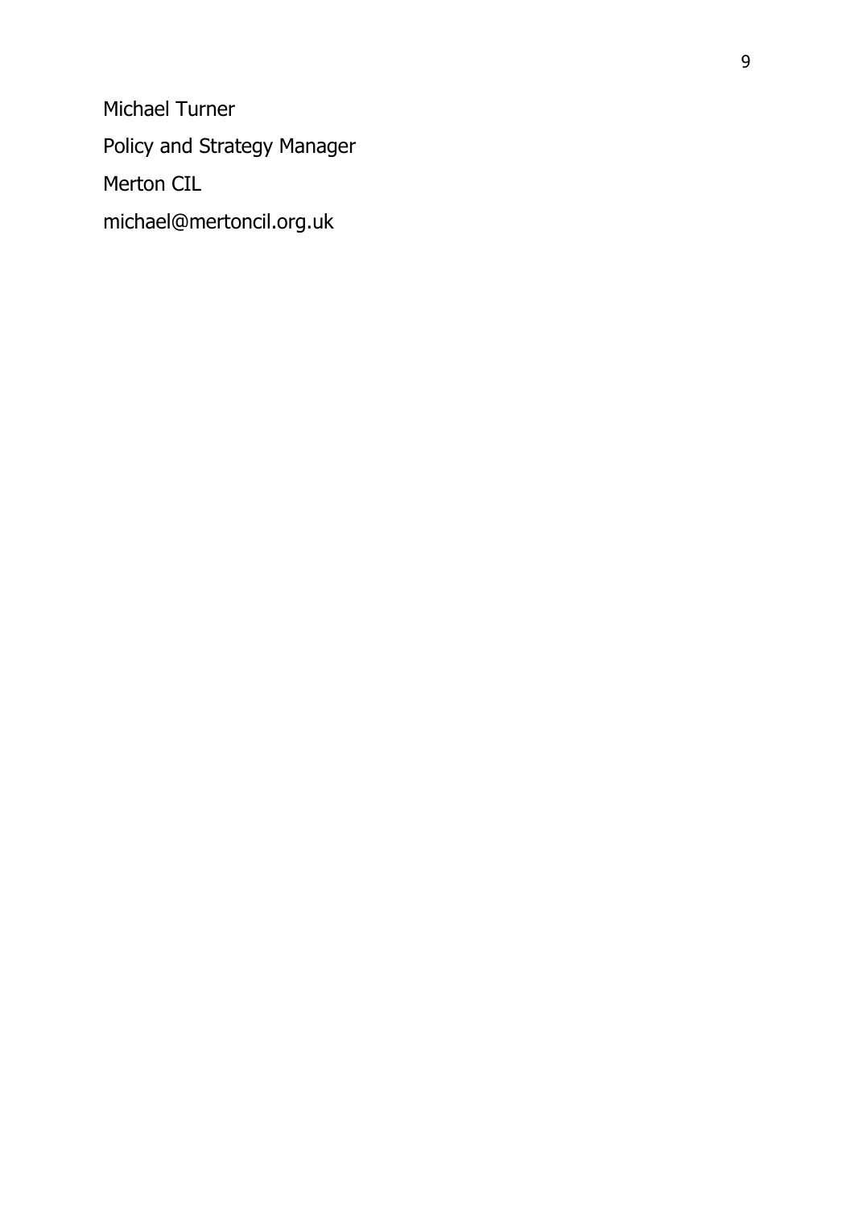Michael Turner

Policy and Strategy Manager

Merton CIL

michael@mertoncil.org.uk